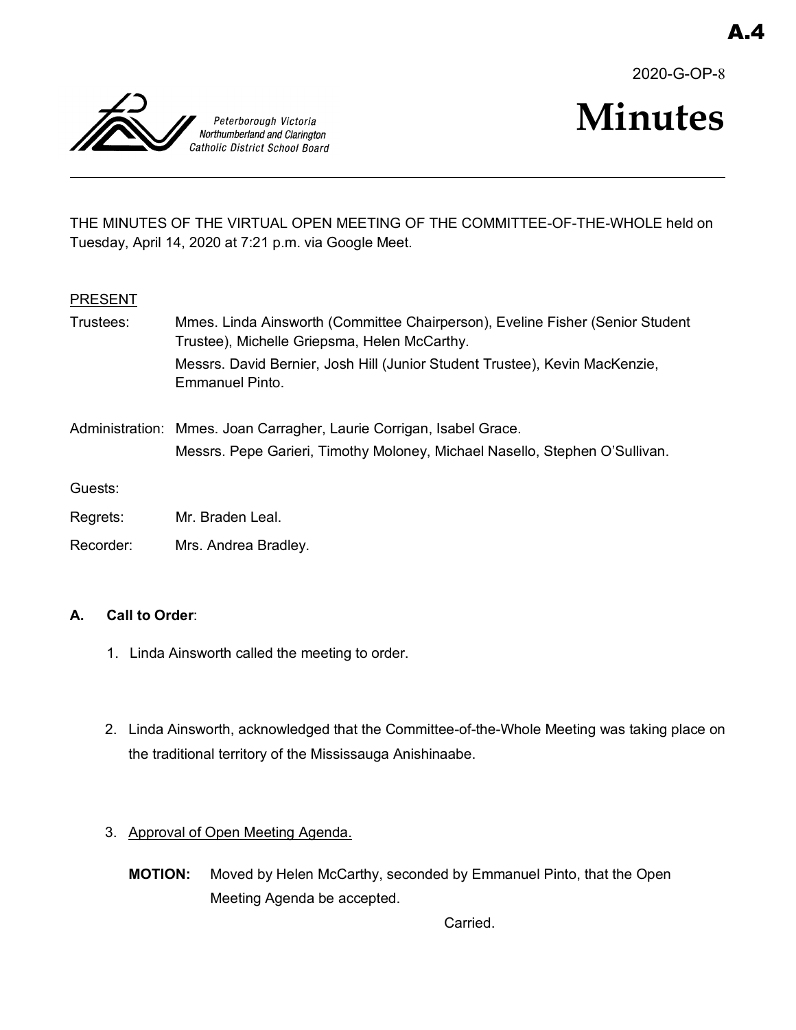A.4

2020-G-OP-8

Peterborough Victoria Northumberland and Clarington Catholic District School Board

# Minutes

THE MINUTES OF THE VIRTUAL OPEN MEETING OF THE COMMITTEE-OF-THE-WHOLE held on Tuesday, April 14, 2020 at 7:21 p.m. via Google Meet.

PRESENT

Trustees: Mmes. Linda Ainsworth (Committee Chairperson), Eveline Fisher (Senior Student Trustee), Michelle Griepsma, Helen McCarthy.
Messrs. David Bernier, Josh Hill (Junior Student Trustee), Kevin MacKenzie, Emmanuel Pinto.

Administration: Mmes. Joan Carragher, Laurie Corrigan, Isabel Grace.
Messrs. Pepe Garieri, Timothy Moloney, Michael Nasello, Stephen O'Sullivan.

Guests:

Regrets: Mr. Braden Leal.

Recorder: Mrs. Andrea Bradley.

**A. Call to Order**:

1. Linda Ainsworth called the meeting to order.

2. Linda Ainsworth, acknowledged that the Committee-of-the-Whole Meeting was taking place on the traditional territory of the Mississauga Anishinaabe.

3. Approval of Open Meeting Agenda.

**MOTION:** Moved by Helen McCarthy, seconded by Emmanuel Pinto, that the Open Meeting Agenda be accepted.

Carried.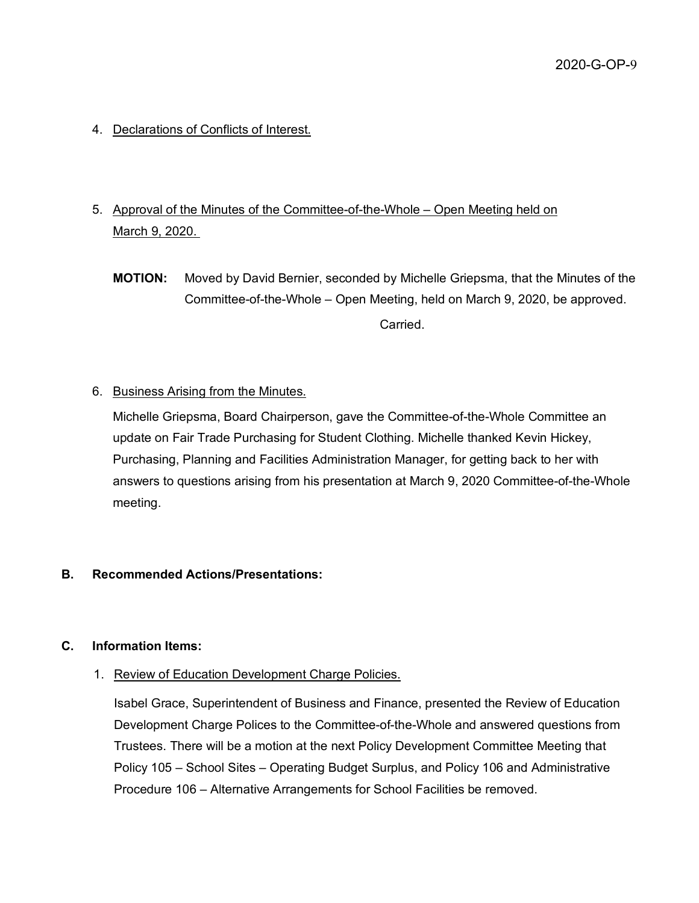4. Declarations of Conflicts of Interest.

5. Approval of the Minutes of the Committee-of-the-Whole – Open Meeting held on March 9, 2020.

   **MOTION:** Moved by David Bernier, seconded by Michelle Griepsma, that the Minutes of the Committee-of-the-Whole – Open Meeting, held on March 9, 2020, be approved.

   Carried.

6. Business Arising from the Minutes.

   Michelle Griepsma, Board Chairperson, gave the Committee-of-the-Whole Committee an update on Fair Trade Purchasing for Student Clothing. Michelle thanked Kevin Hickey, Purchasing, Planning and Facilities Administration Manager, for getting back to her with answers to questions arising from his presentation at March 9, 2020 Committee-of-the-Whole meeting.

**B. Recommended Actions/Presentations:**

**C. Information Items:**

1. Review of Education Development Charge Policies.

   Isabel Grace, Superintendent of Business and Finance, presented the Review of Education Development Charge Polices to the Committee-of-the-Whole and answered questions from Trustees. There will be a motion at the next Policy Development Committee Meeting that Policy 105 – School Sites – Operating Budget Surplus, and Policy 106 and Administrative Procedure 106 – Alternative Arrangements for School Facilities be removed.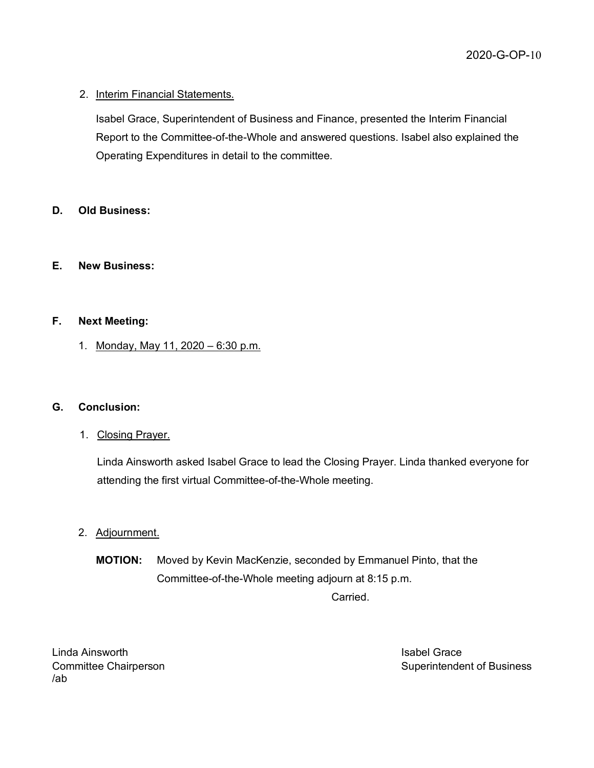2. Interim Financial Statements.

   Isabel Grace, Superintendent of Business and Finance, presented the Interim Financial Report to the Committee-of-the-Whole and answered questions. Isabel also explained the Operating Expenditures in detail to the committee.

**D. Old Business:**

**E. New Business:**

**F. Next Meeting:**

1. Monday, May 11, 2020 – 6:30 p.m.

**G. Conclusion:**

1. Closing Prayer.

   Linda Ainsworth asked Isabel Grace to lead the Closing Prayer. Linda thanked everyone for attending the first virtual Committee-of-the-Whole meeting.

2. Adjournment.

   **MOTION:** Moved by Kevin MacKenzie, seconded by Emmanuel Pinto, that the Committee-of-the-Whole meeting adjourn at 8:15 p.m.

   Carried.

Linda Ainsworth
Committee Chairperson
/ab

Isabel Grace
Superintendent of Business